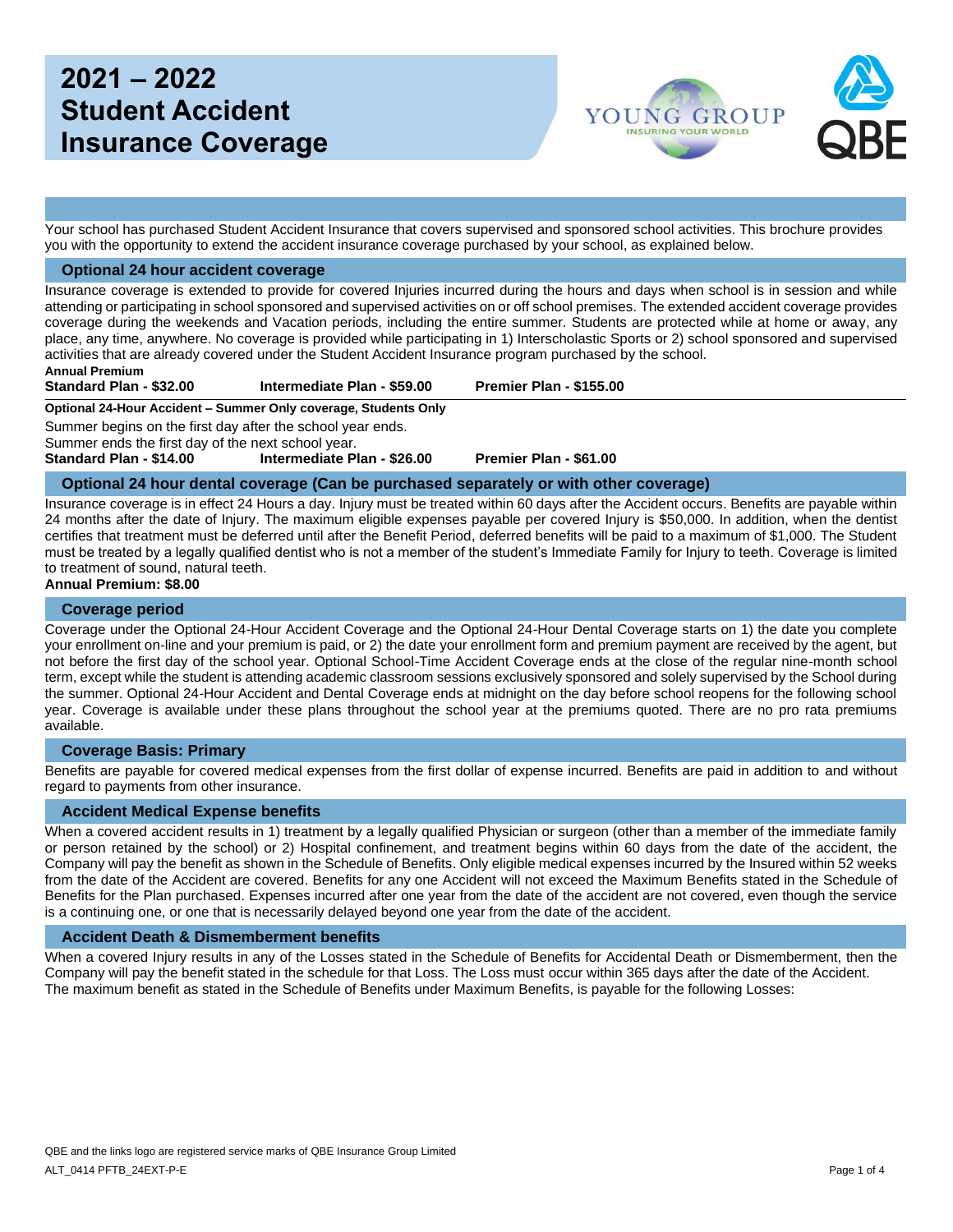# 2021 – 2022 Student Accident Insurance Coverage

Your school has purchased Student Accident Insurance that covers supervised and sponsored school activities. This brochure provides you with the opportunity to extend the accident insurance coverage purchased by your school, as explained below.

## Optional 24 hour accident coverage

Insurance coverage is extended to provide for covered Injuries incurred during the hours and days when school is in session and while attending or participating in school sponsored and supervised activities on or off school premises. The extended accident coverage provides coverage during the weekends and Vacation periods, including the entire summer. Students are protected while at home or away, any place, any time, anywhere. No coverage is provided while participating in 1) Interscholastic Sports or 2) school sponsored and supervised activities that are already covered under the Student Accident Insurance program purchased by the school.

**Annual Premium**

**Standard Plan - $32.00** **Intermediate Plan - $59.00** **Premier Plan - $155.00**

**Optional 24-Hour Accident – Summer Only coverage, Students Only**

Summer begins on the first day after the school year ends.
Summer ends the first day of the next school year.

**Standard Plan - $14.00** **Intermediate Plan - $26.00** **Premier Plan - $61.00**

## Optional 24 hour dental coverage (Can be purchased separately or with other coverage)

Insurance coverage is in effect 24 Hours a day. Injury must be treated within 60 days after the Accident occurs. Benefits are payable within 24 months after the date of Injury. The maximum eligible expenses payable per covered Injury is $50,000. In addition, when the dentist certifies that treatment must be deferred until after the Benefit Period, deferred benefits will be paid to a maximum of $1,000. The Student must be treated by a legally qualified dentist who is not a member of the student's Immediate Family for Injury to teeth. Coverage is limited to treatment of sound, natural teeth.

**Annual Premium: $8.00**

## Coverage period

Coverage under the Optional 24-Hour Accident Coverage and the Optional 24-Hour Dental Coverage starts on 1) the date you complete your enrollment on-line and your premium is paid, or 2) the date your enrollment form and premium payment are received by the agent, but not before the first day of the school year. Optional School-Time Accident Coverage ends at the close of the regular nine-month school term, except while the student is attending academic classroom sessions exclusively sponsored and solely supervised by the School during the summer. Optional 24-Hour Accident and Dental Coverage ends at midnight on the day before school reopens for the following school year. Coverage is available under these plans throughout the school year at the premiums quoted. There are no pro rata premiums available.

## Coverage Basis: Primary

Benefits are payable for covered medical expenses from the first dollar of expense incurred. Benefits are paid in addition to and without regard to payments from other insurance.

## Accident Medical Expense benefits

When a covered accident results in 1) treatment by a legally qualified Physician or surgeon (other than a member of the immediate family or person retained by the school) or 2) Hospital confinement, and treatment begins within 60 days from the date of the accident, the Company will pay the benefit as shown in the Schedule of Benefits. Only eligible medical expenses incurred by the Insured within 52 weeks from the date of the Accident are covered. Benefits for any one Accident will not exceed the Maximum Benefits stated in the Schedule of Benefits for the Plan purchased. Expenses incurred after one year from the date of the accident are not covered, even though the service is a continuing one, or one that is necessarily delayed beyond one year from the date of the accident.

## Accident Death & Dismemberment benefits

When a covered Injury results in any of the Losses stated in the Schedule of Benefits for Accidental Death or Dismemberment, then the Company will pay the benefit stated in the schedule for that Loss. The Loss must occur within 365 days after the date of the Accident.
The maximum benefit as stated in the Schedule of Benefits under Maximum Benefits, is payable for the following Losses:

QBE and the links logo are registered service marks of QBE Insurance Group Limited
ALT_0414 PFTB_24EXT-P-E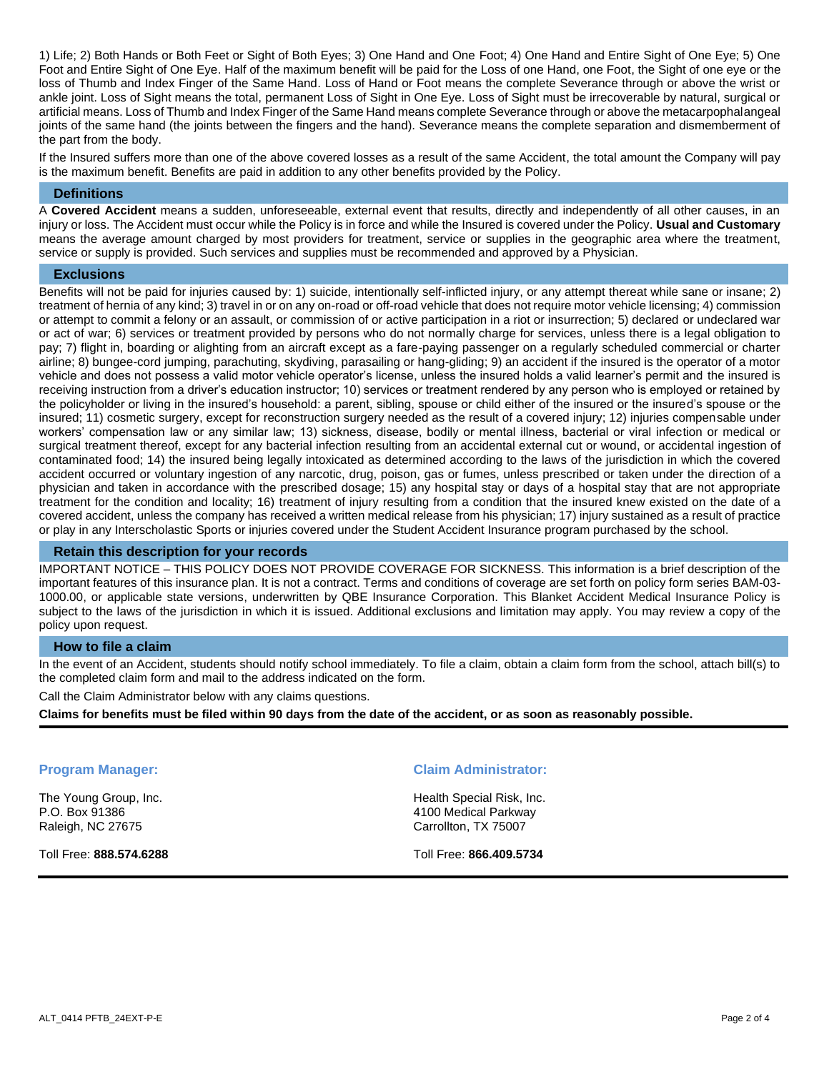1) Life; 2) Both Hands or Both Feet or Sight of Both Eyes; 3) One Hand and One Foot; 4) One Hand and Entire Sight of One Eye; 5) One Foot and Entire Sight of One Eye. Half of the maximum benefit will be paid for the Loss of one Hand, one Foot, the Sight of one eye or the loss of Thumb and Index Finger of the Same Hand. Loss of Hand or Foot means the complete Severance through or above the wrist or ankle joint. Loss of Sight means the total, permanent Loss of Sight in One Eye. Loss of Sight must be irrecoverable by natural, surgical or artificial means. Loss of Thumb and Index Finger of the Same Hand means complete Severance through or above the metacarpophalangeal joints of the same hand (the joints between the fingers and the hand). Severance means the complete separation and dismemberment of the part from the body.

If the Insured suffers more than one of the above covered losses as a result of the same Accident, the total amount the Company will pay is the maximum benefit. Benefits are paid in addition to any other benefits provided by the Policy.

## Definitions

A **Covered Accident** means a sudden, unforeseeable, external event that results, directly and independently of all other causes, in an injury or loss. The Accident must occur while the Policy is in force and while the Insured is covered under the Policy. **Usual and Customary** means the average amount charged by most providers for treatment, service or supplies in the geographic area where the treatment, service or supply is provided. Such services and supplies must be recommended and approved by a Physician.

## Exclusions

Benefits will not be paid for injuries caused by: 1) suicide, intentionally self-inflicted injury, or any attempt thereat while sane or insane; 2) treatment of hernia of any kind; 3) travel in or on any on-road or off-road vehicle that does not require motor vehicle licensing; 4) commission or attempt to commit a felony or an assault, or commission of or active participation in a riot or insurrection; 5) declared or undeclared war or act of war; 6) services or treatment provided by persons who do not normally charge for services, unless there is a legal obligation to pay; 7) flight in, boarding or alighting from an aircraft except as a fare-paying passenger on a regularly scheduled commercial or charter airline; 8) bungee-cord jumping, parachuting, skydiving, parasailing or hang-gliding; 9) an accident if the insured is the operator of a motor vehicle and does not possess a valid motor vehicle operator's license, unless the insured holds a valid learner's permit and the insured is receiving instruction from a driver's education instructor; 10) services or treatment rendered by any person who is employed or retained by the policyholder or living in the insured's household: a parent, sibling, spouse or child either of the insured or the insured's spouse or the insured; 11) cosmetic surgery, except for reconstruction surgery needed as the result of a covered injury; 12) injuries compensable under workers' compensation law or any similar law; 13) sickness, disease, bodily or mental illness, bacterial or viral infection or medical or surgical treatment thereof, except for any bacterial infection resulting from an accidental external cut or wound, or accidental ingestion of contaminated food; 14) the insured being legally intoxicated as determined according to the laws of the jurisdiction in which the covered accident occurred or voluntary ingestion of any narcotic, drug, poison, gas or fumes, unless prescribed or taken under the direction of a physician and taken in accordance with the prescribed dosage; 15) any hospital stay or days of a hospital stay that are not appropriate treatment for the condition and locality; 16) treatment of injury resulting from a condition that the insured knew existed on the date of a covered accident, unless the company has received a written medical release from his physician; 17) injury sustained as a result of practice or play in any Interscholastic Sports or injuries covered under the Student Accident Insurance program purchased by the school.

## Retain this description for your records

IMPORTANT NOTICE – THIS POLICY DOES NOT PROVIDE COVERAGE FOR SICKNESS. This information is a brief description of the important features of this insurance plan. It is not a contract. Terms and conditions of coverage are set forth on policy form series BAM-03-1000.00, or applicable state versions, underwritten by QBE Insurance Corporation. This Blanket Accident Medical Insurance Policy is subject to the laws of the jurisdiction in which it is issued. Additional exclusions and limitation may apply. You may review a copy of the policy upon request.

## How to file a claim

In the event of an Accident, students should notify school immediately. To file a claim, obtain a claim form from the school, attach bill(s) to the completed claim form and mail to the address indicated on the form.

Call the Claim Administrator below with any claims questions.

**Claims for benefits must be filed within 90 days from the date of the accident, or as soon as reasonably possible.**

### Program Manager:

The Young Group, Inc.
P.O. Box 91386
Raleigh, NC 27675

Toll Free: **888.574.6288**

### Claim Administrator:

Health Special Risk, Inc.
4100 Medical Parkway
Carrollton, TX 75007

Toll Free: **866.409.5734**

ALT_0414 PFTB_24EXT-P-E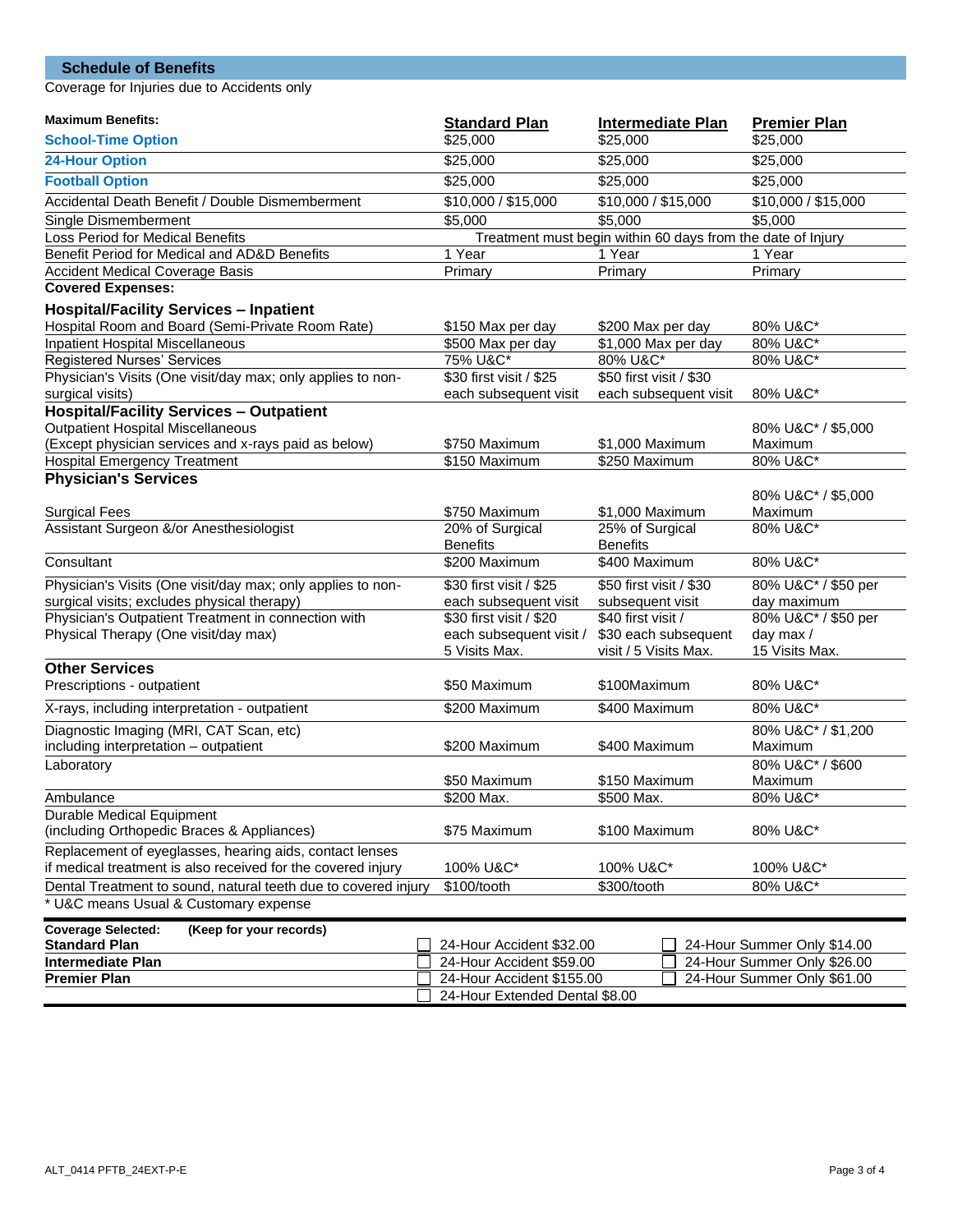## Schedule of Benefits

Coverage for Injuries due to Accidents only

| **Maximum Benefits:** | **Standard Plan** | **Intermediate Plan** | **Premier Plan** |
|---|---|---|---|
| **School-Time Option** | $25,000 | $25,000 | $25,000 |
| **24-Hour Option** | $25,000 | $25,000 | $25,000 |
| **Football Option** | $25,000 | $25,000 | $25,000 |
| Accidental Death Benefit / Double Dismemberment | $10,000 / $15,000 | $10,000 / $15,000 | $10,000 / $15,000 |
| Single Dismemberment | $5,000 | $5,000 | $5,000 |
| Loss Period for Medical Benefits | Treatment must begin within 60 days from the date of Injury | | |
| Benefit Period for Medical and AD&D Benefits | 1 Year | 1 Year | 1 Year |
| Accident Medical Coverage Basis | Primary | Primary | Primary |
| **Covered Expenses:** | | | |
| **Hospital/Facility Services – Inpatient** | | | |
| Hospital Room and Board (Semi-Private Room Rate) | $150 Max per day | $200 Max per day | 80% U&C* |
| Inpatient Hospital Miscellaneous | $500 Max per day | $1,000 Max per day | 80% U&C* |
| Registered Nurses' Services | 75% U&C* | 80% U&C* | 80% U&C* |
| Physician's Visits (One visit/day max; only applies to non-surgical visits) | $30 first visit / $25 each subsequent visit | $50 first visit / $30 each subsequent visit | 80% U&C* |
| **Hospital/Facility Services – Outpatient** | | | |
| Outpatient Hospital Miscellaneous (Except physician services and x-rays paid as below) | $750 Maximum | $1,000 Maximum | 80% U&C* / $5,000 Maximum |
| Hospital Emergency Treatment | $150 Maximum | $250 Maximum | 80% U&C* |
| **Physician's Services** | | | |
| Surgical Fees | $750 Maximum | $1,000 Maximum | 80% U&C* / $5,000 Maximum |
| Assistant Surgeon &/or Anesthesiologist | 20% of Surgical Benefits | 25% of Surgical Benefits | 80% U&C* |
| Consultant | $200 Maximum | $400 Maximum | 80% U&C* |
| Physician's Visits (One visit/day max; only applies to non-surgical visits; excludes physical therapy) | $30 first visit / $25 each subsequent visit | $50 first visit / $30 subsequent visit | 80% U&C* / $50 per day maximum |
| Physician's Outpatient Treatment in connection with Physical Therapy (One visit/day max) | $30 first visit / $20 each subsequent visit / 5 Visits Max. | $40 first visit / $30 each subsequent visit / 5 Visits Max. | 80% U&C* / $50 per day max / 15 Visits Max. |
| **Other Services** | | | |
| Prescriptions - outpatient | $50 Maximum | $100Maximum | 80% U&C* |
| X-rays, including interpretation - outpatient | $200 Maximum | $400 Maximum | 80% U&C* |
| Diagnostic Imaging (MRI, CAT Scan, etc) including interpretation – outpatient | $200 Maximum | $400 Maximum | 80% U&C* / $1,200 Maximum |
| Laboratory | $50 Maximum | $150 Maximum | 80% U&C* / $600 Maximum |
| Ambulance | $200 Max. | $500 Max. | 80% U&C* |
| Durable Medical Equipment (including Orthopedic Braces & Appliances) | $75 Maximum | $100 Maximum | 80% U&C* |
| Replacement of eyeglasses, hearing aids, contact lenses if medical treatment is also received for the covered injury | 100% U&C* | 100% U&C* | 100% U&C* |
| Dental Treatment to sound, natural teeth due to covered injury | $100/tooth | $300/tooth | 80% U&C* |

* U&C means Usual & Customary expense

| **Coverage Selected:** (Keep for your records) | | |
|---|---|---|
| **Standard Plan** | ☐ 24-Hour Accident $32.00 | ☐ 24-Hour Summer Only $14.00 |
| **Intermediate Plan** | ☐ 24-Hour Accident $59.00 | ☐ 24-Hour Summer Only $26.00 |
| **Premier Plan** | ☐ 24-Hour Accident $155.00 | ☐ 24-Hour Summer Only $61.00 |
| | ☐ 24-Hour Extended Dental $8.00 | |

ALT_0414 PFTB_24EXT-P-E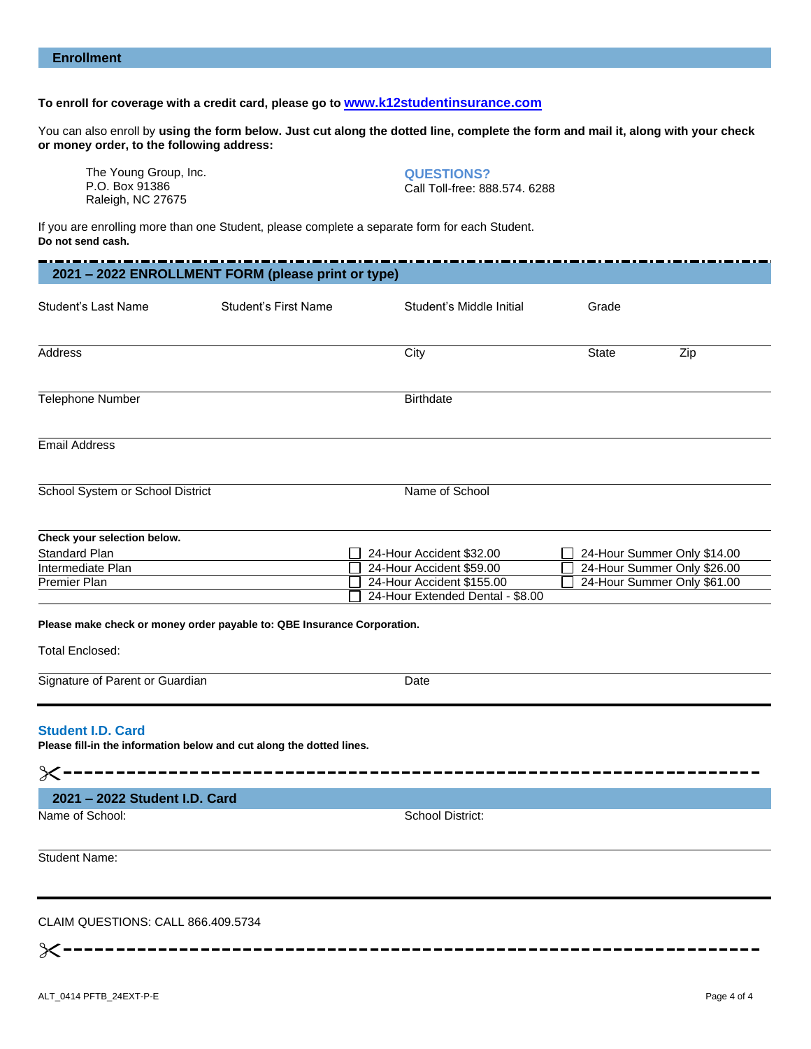## Enrollment

**To enroll for coverage with a credit card, please go to [www.k12studentinsurance.com](http://www.k12studentinsurance.com)**

You can also enroll by **using the form below. Just cut along the dotted line, complete the form and mail it, along with your check or money order, to the following address:**

The Young Group, Inc.
P.O. Box 91386
Raleigh, NC 27675

**QUESTIONS?**
Call Toll-free: 888.574. 6288

If you are enrolling more than one Student, please complete a separate form for each Student.
**Do not send cash.**

## 2021 – 2022 ENROLLMENT FORM (please print or type)

Student's Last Name | Student's First Name | Student's Middle Initial | Grade

Address | City | State | Zip

Telephone Number | Birthdate

Email Address

School System or School District | Name of School

**Check your selection below.**

| | | |
|---|---|---|
| Standard Plan | ☐ 24-Hour Accident $32.00 | ☐ 24-Hour Summer Only $14.00 |
| Intermediate Plan | ☐ 24-Hour Accident $59.00 | ☐ 24-Hour Summer Only $26.00 |
| Premier Plan | ☐ 24-Hour Accident $155.00 | ☐ 24-Hour Summer Only $61.00 |
| | ☐ 24-Hour Extended Dental - $8.00 | |

**Please make check or money order payable to: QBE Insurance Corporation.**

Total Enclosed:

Signature of Parent or Guardian | Date

### Student I.D. Card

**Please fill-in the information below and cut along the dotted lines.**

## 2021 – 2022 Student I.D. Card

Name of School: | School District:

Student Name:

CLAIM QUESTIONS: CALL 866.409.5734

ALT_0414 PFTB_24EXT-P-E